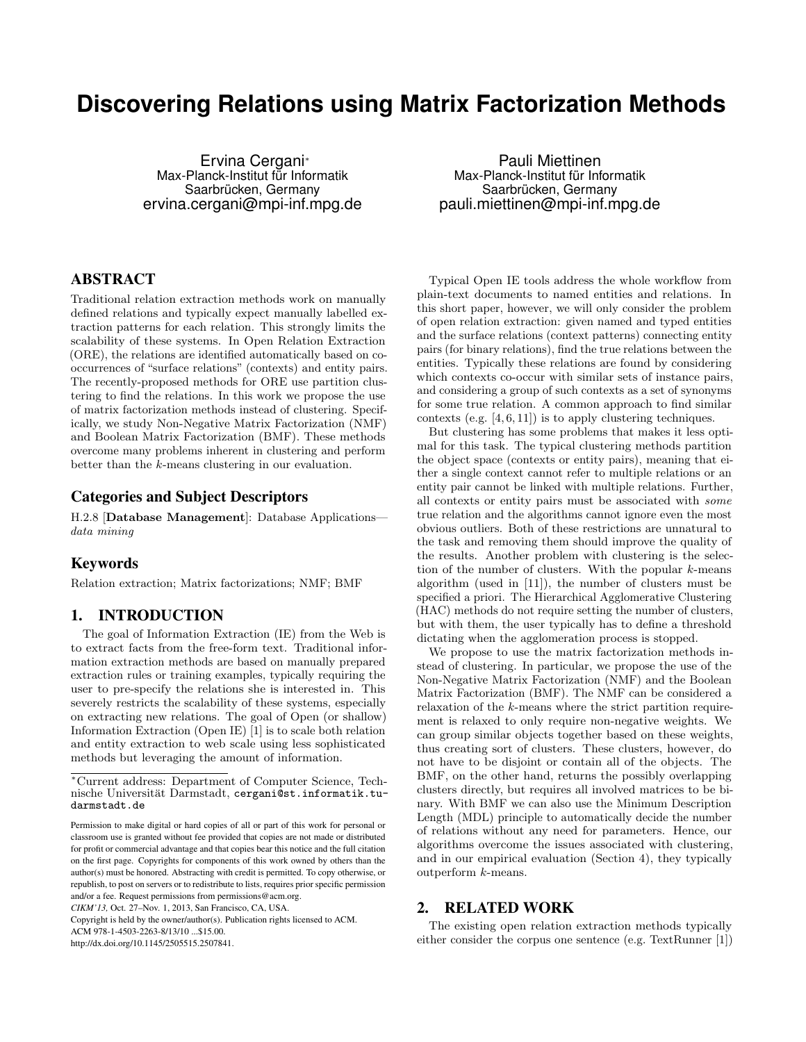# Discovering Relations using Matrix Factorization Methods

Ervina Cergani*
Max-Planck-Institut für Informatik
Saarbrücken, Germany
ervina.cergani@mpi-inf.mpg.de

Pauli Miettinen
Max-Planck-Institut für Informatik
Saarbrücken, Germany
pauli.miettinen@mpi-inf.mpg.de

## ABSTRACT

Traditional relation extraction methods work on manually defined relations and typically expect manually labelled extraction patterns for each relation. This strongly limits the scalability of these systems. In Open Relation Extraction (ORE), the relations are identified automatically based on co-occurrences of "surface relations" (contexts) and entity pairs. The recently-proposed methods for ORE use partition clustering to find the relations. In this work we propose the use of matrix factorization methods instead of clustering. Specifically, we study Non-Negative Matrix Factorization (NMF) and Boolean Matrix Factorization (BMF). These methods overcome many problems inherent in clustering and perform better than the $k$-means clustering in our evaluation.

### Categories and Subject Descriptors

H.2.8 [**Database Management**]: Database Applications—*data mining*

### Keywords

Relation extraction; Matrix factorizations; NMF; BMF

## 1. INTRODUCTION

The goal of Information Extraction (IE) from the Web is to extract facts from the free-form text. Traditional information extraction methods are based on manually prepared extraction rules or training examples, typically requiring the user to pre-specify the relations she is interested in. This severely restricts the scalability of these systems, especially on extracting new relations. The goal of Open (or shallow) Information Extraction (Open IE) [1] is to scale both relation and entity extraction to web scale using less sophisticated methods but leveraging the amount of information.

*Current address: Department of Computer Science, Technische Universität Darmstadt, cergani@st.informatik.tu-darmstadt.de

Permission to make digital or hard copies of all or part of this work for personal or classroom use is granted without fee provided that copies are not made or distributed for profit or commercial advantage and that copies bear this notice and the full citation on the first page. Copyrights for components of this work owned by others than the author(s) must be honored. Abstracting with credit is permitted. To copy otherwise, or republish, to post on servers or to redistribute to lists, requires prior specific permission and/or a fee. Request permissions from permissions@acm.org.
*CIKM'13,* Oct. 27–Nov. 1, 2013, San Francisco, CA, USA.
Copyright is held by the owner/author(s). Publication rights licensed to ACM.
ACM 978-1-4503-2263-8/13/10 ...$15.00.
http://dx.doi.org/10.1145/2505515.2507841.

Typical Open IE tools address the whole workflow from plain-text documents to named entities and relations. In this short paper, however, we will only consider the problem of open relation extraction: given named and typed entities and the surface relations (context patterns) connecting entity pairs (for binary relations), find the true relations between the entities. Typically these relations are found by considering which contexts co-occur with similar sets of instance pairs, and considering a group of such contexts as a set of synonyms for some true relation. A common approach to find similar contexts (e.g. [4, 6, 11]) is to apply clustering techniques.

But clustering has some problems that makes it less optimal for this task. The typical clustering methods partition the object space (contexts or entity pairs), meaning that either a single context cannot refer to multiple relations or an entity pair cannot be linked with multiple relations. Further, all contexts or entity pairs must be associated with *some* true relation and the algorithms cannot ignore even the most obvious outliers. Both of these restrictions are unnatural to the task and removing them should improve the quality of the results. Another problem with clustering is the selection of the number of clusters. With the popular $k$-means algorithm (used in [11]), the number of clusters must be specified a priori. The Hierarchical Agglomerative Clustering (HAC) methods do not require setting the number of clusters, but with them, the user typically has to define a threshold dictating when the agglomeration process is stopped.

We propose to use the matrix factorization methods instead of clustering. In particular, we propose the use of the Non-Negative Matrix Factorization (NMF) and the Boolean Matrix Factorization (BMF). The NMF can be considered a relaxation of the $k$-means where the strict partition requirement is relaxed to only require non-negative weights. We can group similar objects together based on these weights, thus creating sort of clusters. These clusters, however, do not have to be disjoint or contain all of the objects. The BMF, on the other hand, returns the possibly overlapping clusters directly, but requires all involved matrices to be binary. With BMF we can also use the Minimum Description Length (MDL) principle to automatically decide the number of relations without any need for parameters. Hence, our algorithms overcome the issues associated with clustering, and in our empirical evaluation (Section 4), they typically outperform $k$-means.

## 2. RELATED WORK

The existing open relation extraction methods typically either consider the corpus one sentence (e.g. TextRunner [1])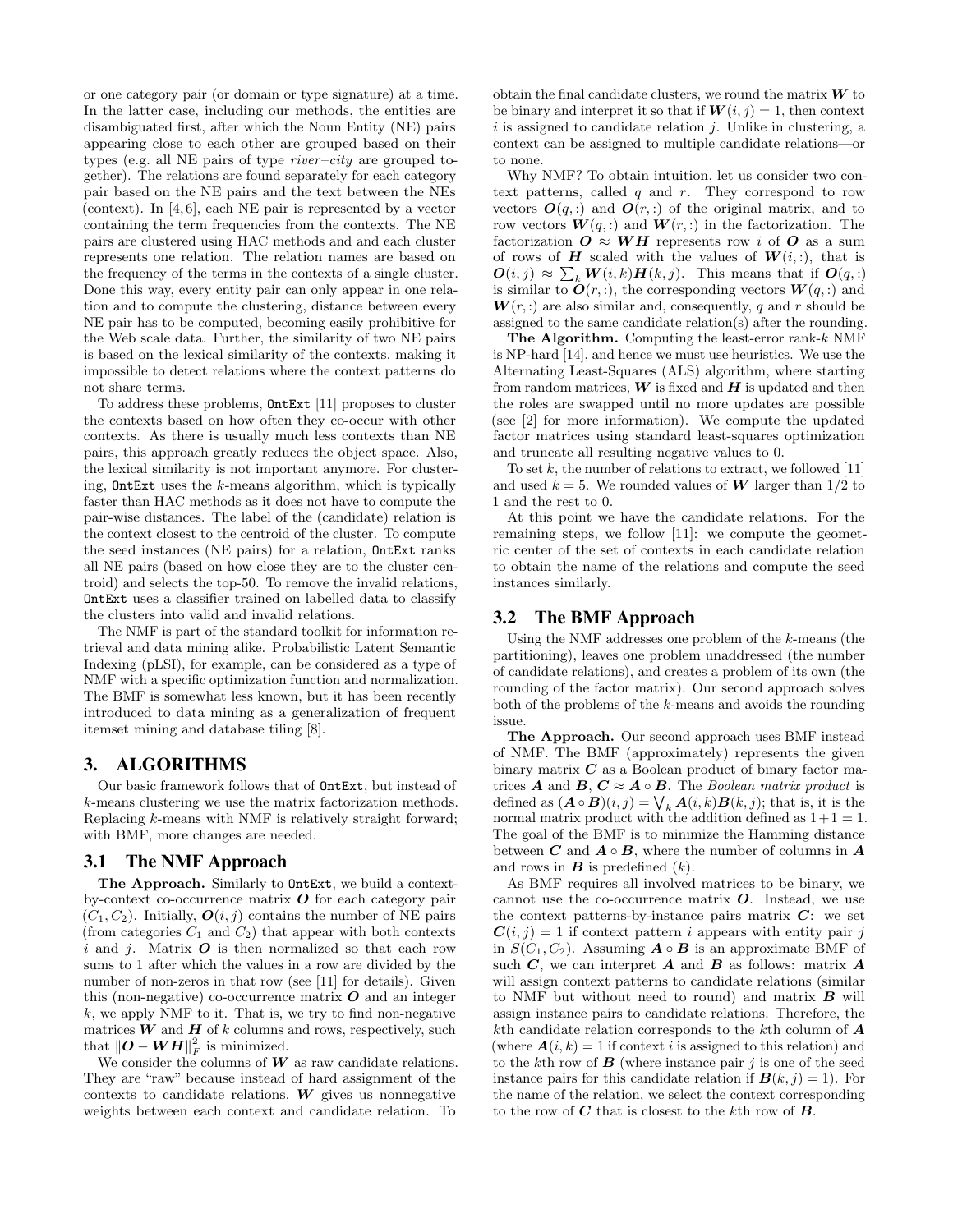or one category pair (or domain or type signature) at a time. In the latter case, including our methods, the entities are disambiguated first, after which the Noun Entity (NE) pairs appearing close to each other are grouped based on their types (e.g. all NE pairs of type *river–city* are grouped together). The relations are found separately for each category pair based on the NE pairs and the text between the NEs (context). In [4,6], each NE pair is represented by a vector containing the term frequencies from the contexts. The NE pairs are clustered using HAC methods and and each cluster represents one relation. The relation names are based on the frequency of the terms in the contexts of a single cluster. Done this way, every entity pair can only appear in one relation and to compute the clustering, distance between every NE pair has to be computed, becoming easily prohibitive for the Web scale data. Further, the similarity of two NE pairs is based on the lexical similarity of the contexts, making it impossible to detect relations where the context patterns do not share terms.

To address these problems, `OntExt` [11] proposes to cluster the contexts based on how often they co-occur with other contexts. As there is usually much less contexts than NE pairs, this approach greatly reduces the object space. Also, the lexical similarity is not important anymore. For clustering, `OntExt` uses the $k$-means algorithm, which is typically faster than HAC methods as it does not have to compute the pair-wise distances. The label of the (candidate) relation is the context closest to the centroid of the cluster. To compute the seed instances (NE pairs) for a relation, `OntExt` ranks all NE pairs (based on how close they are to the cluster centroid) and selects the top-50. To remove the invalid relations, `OntExt` uses a classifier trained on labelled data to classify the clusters into valid and invalid relations.

The NMF is part of the standard toolkit for information retrieval and data mining alike. Probabilistic Latent Semantic Indexing (pLSI), for example, can be considered as a type of NMF with a specific optimization function and normalization. The BMF is somewhat less known, but it has been recently introduced to data mining as a generalization of frequent itemset mining and database tiling [8].

# 3. ALGORITHMS

Our basic framework follows that of `OntExt`, but instead of $k$-means clustering we use the matrix factorization methods. Replacing $k$-means with NMF is relatively straight forward; with BMF, more changes are needed.

## 3.1 The NMF Approach

**The Approach.** Similarly to `OntExt`, we build a context-by-context co-occurrence matrix $\boldsymbol{O}$ for each category pair $(C_1, C_2)$. Initially, $\boldsymbol{O}(i,j)$ contains the number of NE pairs (from categories $C_1$ and $C_2$) that appear with both contexts $i$ and $j$. Matrix $\boldsymbol{O}$ is then normalized so that each row sums to 1 after which the values in a row are divided by the number of non-zeros in that row (see [11] for details). Given this (non-negative) co-occurrence matrix $\boldsymbol{O}$ and an integer $k$, we apply NMF to it. That is, we try to find non-negative matrices $\boldsymbol{W}$ and $\boldsymbol{H}$ of $k$ columns and rows, respectively, such that $\|\boldsymbol{O} - \boldsymbol{W}\boldsymbol{H}\|_F^2$ is minimized.

We consider the columns of $\boldsymbol{W}$ as raw candidate relations. They are "raw" because instead of hard assignment of the contexts to candidate relations, $\boldsymbol{W}$ gives us nonnegative weights between each context and candidate relation. To obtain the final candidate clusters, we round the matrix $\boldsymbol{W}$ to be binary and interpret it so that if $\boldsymbol{W}(i,j) = 1$, then context $i$ is assigned to candidate relation $j$. Unlike in clustering, a context can be assigned to multiple candidate relations—or to none.

Why NMF? To obtain intuition, let us consider two context patterns, called $q$ and $r$. They correspond to row vectors $\boldsymbol{O}(q,:)$ and $\boldsymbol{O}(r,:)$ of the original matrix, and to row vectors $\boldsymbol{W}(q,:)$ and $\boldsymbol{W}(r,:)$ in the factorization. The factorization $\boldsymbol{O} \approx \boldsymbol{W}\boldsymbol{H}$ represents row $i$ of $\boldsymbol{O}$ as a sum of rows of $\boldsymbol{H}$ scaled with the values of $\boldsymbol{W}(i,:)$, that is $\boldsymbol{O}(i,j) \approx \sum_k \boldsymbol{W}(i,k)\boldsymbol{H}(k,j)$. This means that if $\boldsymbol{O}(q,:)$ is similar to $\boldsymbol{O}(r,:)$, the corresponding vectors $\boldsymbol{W}(q,:)$ and $\boldsymbol{W}(r,:)$ are also similar and, consequently, $q$ and $r$ should be assigned to the same candidate relation(s) after the rounding.

**The Algorithm.** Computing the least-error rank-$k$ NMF is NP-hard [14], and hence we must use heuristics. We use the Alternating Least-Squares (ALS) algorithm, where starting from random matrices, $\boldsymbol{W}$ is fixed and $\boldsymbol{H}$ is updated and then the roles are swapped until no more updates are possible (see [2] for more information). We compute the updated factor matrices using standard least-squares optimization and truncate all resulting negative values to 0.

To set $k$, the number of relations to extract, we followed [11] and used $k = 5$. We rounded values of $\boldsymbol{W}$ larger than $1/2$ to 1 and the rest to 0.

At this point we have the candidate relations. For the remaining steps, we follow [11]: we compute the geometric center of the set of contexts in each candidate relation to obtain the name of the relations and compute the seed instances similarly.

## 3.2 The BMF Approach

Using the NMF addresses one problem of the $k$-means (the partitioning), leaves one problem unaddressed (the number of candidate relations), and creates a problem of its own (the rounding of the factor matrix). Our second approach solves both of the problems of the $k$-means and avoids the rounding issue.

**The Approach.** Our second approach uses BMF instead of NMF. The BMF (approximately) represents the given binary matrix $\boldsymbol{C}$ as a Boolean product of binary factor matrices $\boldsymbol{A}$ and $\boldsymbol{B}$, $\boldsymbol{C} \approx \boldsymbol{A} \circ \boldsymbol{B}$. The *Boolean matrix product* is defined as $(\boldsymbol{A} \circ \boldsymbol{B})(i,j) = \bigvee_k \boldsymbol{A}(i,k)\boldsymbol{B}(k,j)$; that is, it is the normal matrix product with the addition defined as $1+1=1$. The goal of the BMF is to minimize the Hamming distance between $\boldsymbol{C}$ and $\boldsymbol{A} \circ \boldsymbol{B}$, where the number of columns in $\boldsymbol{A}$ and rows in $\boldsymbol{B}$ is predefined ($k$).

As BMF requires all involved matrices to be binary, we cannot use the co-occurrence matrix $\boldsymbol{O}$. Instead, we use the context patterns-by-instance pairs matrix $\boldsymbol{C}$: we set $\boldsymbol{C}(i,j) = 1$ if context pattern $i$ appears with entity pair $j$ in $S(C_1, C_2)$. Assuming $\boldsymbol{A} \circ \boldsymbol{B}$ is an approximate BMF of such $\boldsymbol{C}$, we can interpret $\boldsymbol{A}$ and $\boldsymbol{B}$ as follows: matrix $\boldsymbol{A}$ will assign context patterns to candidate relations (similar to NMF but without need to round) and matrix $\boldsymbol{B}$ will assign instance pairs to candidate relations. Therefore, the $k$th candidate relation corresponds to the $k$th column of $\boldsymbol{A}$ (where $\boldsymbol{A}(i,k) = 1$ if context $i$ is assigned to this relation) and to the $k$th row of $\boldsymbol{B}$ (where instance pair $j$ is one of the seed instance pairs for this candidate relation if $\boldsymbol{B}(k,j) = 1$). For the name of the relation, we select the context corresponding to the row of $\boldsymbol{C}$ that is closest to the $k$th row of $\boldsymbol{B}$.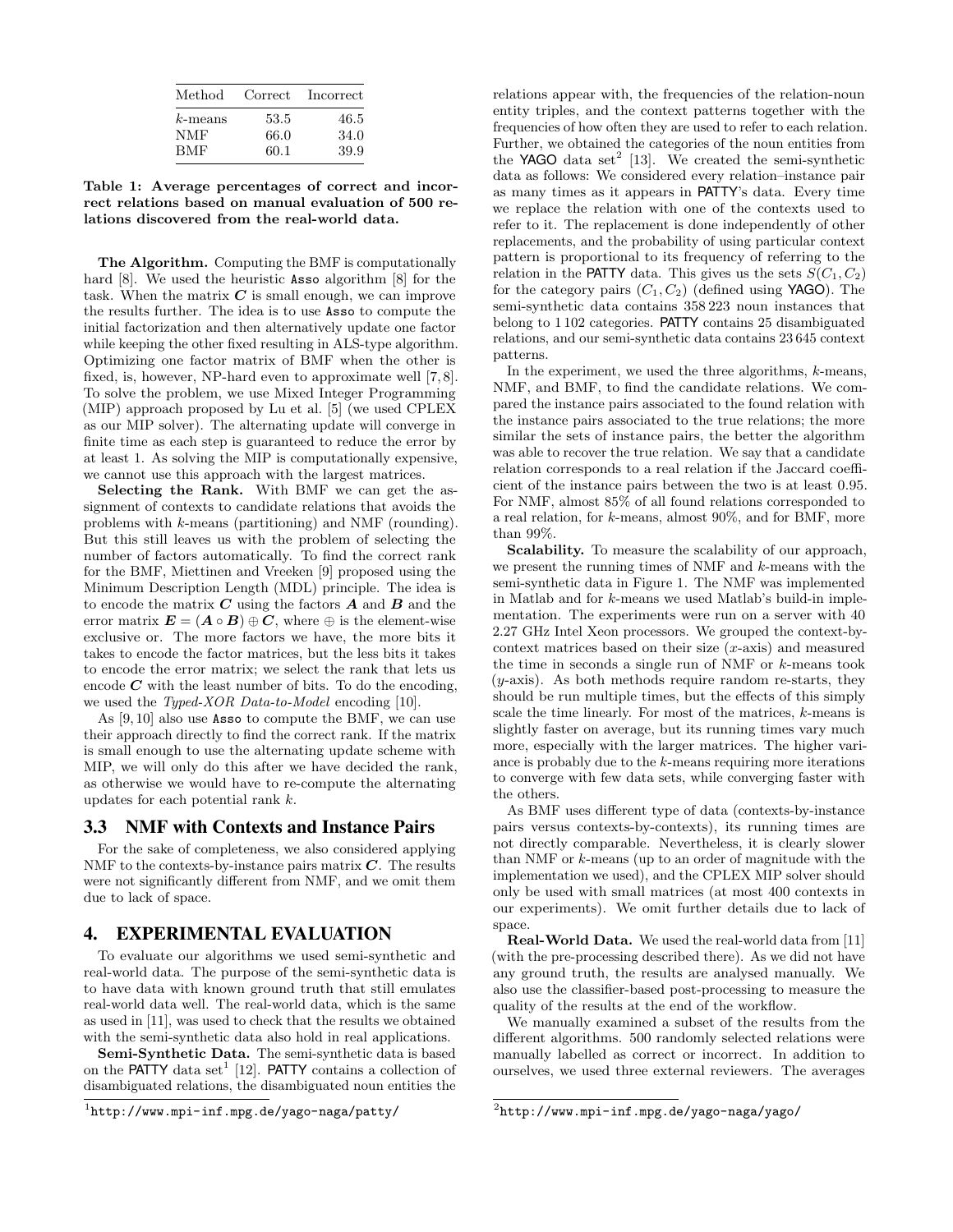| Method | Correct | Incorrect |
|---|---|---|
| $k$-means | 53.5 | 46.5 |
| NMF | 66.0 | 34.0 |
| BMF | 60.1 | 39.9 |

**Table 1: Average percentages of correct and incorrect relations based on manual evaluation of 500 relations discovered from the real-world data.**

**The Algorithm.** Computing the BMF is computationally hard [8]. We used the heuristic Asso algorithm [8] for the task. When the matrix $\boldsymbol{C}$ is small enough, we can improve the results further. The idea is to use Asso to compute the initial factorization and then alternatively update one factor while keeping the other fixed resulting in ALS-type algorithm. Optimizing one factor matrix of BMF when the other is fixed, is, however, NP-hard even to approximate well [7, 8]. To solve the problem, we use Mixed Integer Programming (MIP) approach proposed by Lu et al. [5] (we used CPLEX as our MIP solver). The alternating update will converge in finite time as each step is guaranteed to reduce the error by at least 1. As solving the MIP is computationally expensive, we cannot use this approach with the largest matrices.

**Selecting the Rank.** With BMF we can get the assignment of contexts to candidate relations that avoids the problems with $k$-means (partitioning) and NMF (rounding). But this still leaves us with the problem of selecting the number of factors automatically. To find the correct rank for the BMF, Miettinen and Vreeken [9] proposed using the Minimum Description Length (MDL) principle. The idea is to encode the matrix $\boldsymbol{C}$ using the factors $\boldsymbol{A}$ and $\boldsymbol{B}$ and the error matrix $\boldsymbol{E} = (\boldsymbol{A} \circ \boldsymbol{B}) \oplus \boldsymbol{C}$, where $\oplus$ is the element-wise exclusive or. The more factors we have, the more bits it takes to encode the factor matrices, but the less bits it takes to encode the error matrix; we select the rank that lets us encode $\boldsymbol{C}$ with the least number of bits. To do the encoding, we used the *Typed-XOR Data-to-Model* encoding [10].

As [9, 10] also use Asso to compute the BMF, we can use their approach directly to find the correct rank. If the matrix is small enough to use the alternating update scheme with MIP, we will only do this after we have decided the rank, as otherwise we would have to re-compute the alternating updates for each potential rank $k$.

### 3.3 NMF with Contexts and Instance Pairs

For the sake of completeness, we also considered applying NMF to the contexts-by-instance pairs matrix $\boldsymbol{C}$. The results were not significantly different from NMF, and we omit them due to lack of space.

## 4. EXPERIMENTAL EVALUATION

To evaluate our algorithms we used semi-synthetic and real-world data. The purpose of the semi-synthetic data is to have data with known ground truth that still emulates real-world data well. The real-world data, which is the same as used in [11], was used to check that the results we obtained with the semi-synthetic data also hold in real applications.

**Semi-Synthetic Data.** The semi-synthetic data is based on the PATTY data set[1] [12]. PATTY contains a collection of disambiguated relations, the disambiguated noun entities the relations appear with, the frequencies of the relation-noun entity triples, and the context patterns together with the frequencies of how often they are used to refer to each relation. Further, we obtained the categories of the noun entities from the YAGO data set[2] [13]. We created the semi-synthetic data as follows: We considered every relation–instance pair as many times as it appears in PATTY's data. Every time we replace the relation with one of the contexts used to refer to it. The replacement is done independently of other replacements, and the probability of using particular context pattern is proportional to its frequency of referring to the relation in the PATTY data. This gives us the sets $S(C_1, C_2)$ for the category pairs $(C_1, C_2)$ (defined using YAGO). The semi-synthetic data contains 358 223 noun instances that belong to 1 102 categories. PATTY contains 25 disambiguated relations, and our semi-synthetic data contains 23 645 context patterns.

In the experiment, we used the three algorithms, $k$-means, NMF, and BMF, to find the candidate relations. We compared the instance pairs associated to the found relation with the instance pairs associated to the true relations; the more similar the sets of instance pairs, the better the algorithm was able to recover the true relation. We say that a candidate relation corresponds to a real relation if the Jaccard coefficient of the instance pairs between the two is at least 0.95. For NMF, almost 85% of all found relations corresponded to a real relation, for $k$-means, almost 90%, and for BMF, more than 99%.

**Scalability.** To measure the scalability of our approach, we present the running times of NMF and $k$-means with the semi-synthetic data in Figure 1. The NMF was implemented in Matlab and for $k$-means we used Matlab's build-in implementation. The experiments were run on a server with 40 2.27 GHz Intel Xeon processors. We grouped the context-by-context matrices based on their size ($x$-axis) and measured the time in seconds a single run of NMF or $k$-means took ($y$-axis). As both methods require random re-starts, they should be run multiple times, but the effects of this simply scale the time linearly. For most of the matrices, $k$-means is slightly faster on average, but its running times vary much more, especially with the larger matrices. The higher variance is probably due to the $k$-means requiring more iterations to converge with few data sets, while converging faster with the others.

As BMF uses different type of data (contexts-by-instance pairs versus contexts-by-contexts), its running times are not directly comparable. Nevertheless, it is clearly slower than NMF or $k$-means (up to an order of magnitude with the implementation we used), and the CPLEX MIP solver should only be used with small matrices (at most 400 contexts in our experiments). We omit further details due to lack of space.

**Real-World Data.** We used the real-world data from [11] (with the pre-processing described there). As we did not have any ground truth, the results are analysed manually. We also use the classifier-based post-processing to measure the quality of the results at the end of the workflow.

We manually examined a subset of the results from the different algorithms. 500 randomly selected relations were manually labelled as correct or incorrect. In addition to ourselves, we used three external reviewers. The averages

[1] http://www.mpi-inf.mpg.de/yago-naga/patty/

[2] http://www.mpi-inf.mpg.de/yago-naga/yago/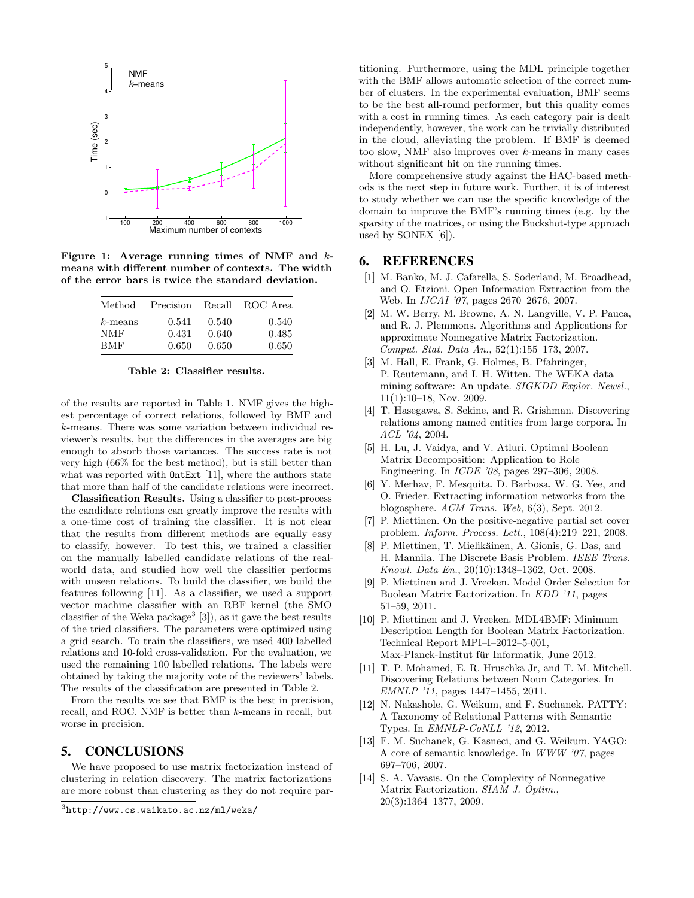5

4

3

2

1

0

−1

Time (sec)

100 200 400 600 800 1000

Maximum number of contexts

NMF

*k*–means

**Figure 1: Average running times of NMF and $k$-means with different number of contexts. The width of the error bars is twice the standard deviation.**

| Method | Precision | Recall | ROC Area |
|---|---|---|---|
| $k$-means | 0.541 | 0.540 | 0.540 |
| NMF | 0.431 | 0.640 | 0.485 |
| BMF | 0.650 | 0.650 | 0.650 |

**Table 2: Classifier results.**

of the results are reported in Table 1. NMF gives the highest percentage of correct relations, followed by BMF and $k$-means. There was some variation between individual reviewer's results, but the differences in the averages are big enough to absorb those variances. The success rate is not very high (66% for the best method), but is still better than what was reported with `OntExt` [11], where the authors state that more than half of the candidate relations were incorrect.

**Classification Results.** Using a classifier to post-process the candidate relations can greatly improve the results with a one-time cost of training the classifier. It is not clear that the results from different methods are equally easy to classify, however. To test this, we trained a classifier on the manually labelled candidate relations of the real-world data, and studied how well the classifier performs with unseen relations. To build the classifier, we build the features following [11]. As a classifier, we used a support vector machine classifier with an RBF kernel (the SMO classifier of the Weka package[3] [3]), as it gave the best results of the tried classifiers. The parameters were optimized using a grid search. To train the classifiers, we used 400 labelled relations and 10-fold cross-validation. For the evaluation, we used the remaining 100 labelled relations. The labels were obtained by taking the majority vote of the reviewers' labels. The results of the classification are presented in Table 2.

From the results we see that BMF is the best in precision, recall, and ROC. NMF is better than $k$-means in recall, but worse in precision.

## 5. CONCLUSIONS

We have proposed to use matrix factorization instead of clustering in relation discovery. The matrix factorizations are more robust than clustering as they do not require partitioning. Furthermore, using the MDL principle together with the BMF allows automatic selection of the correct number of clusters. In the experimental evaluation, BMF seems to be the best all-round performer, but this quality comes with a cost in running times. As each category pair is dealt independently, however, the work can be trivially distributed in the cloud, alleviating the problem. If BMF is deemed too slow, NMF also improves over $k$-means in many cases without significant hit on the running times.

More comprehensive study against the HAC-based methods is the next step in future work. Further, it is of interest to study whether we can use the specific knowledge of the domain to improve the BMF's running times (e.g. by the sparsity of the matrices, or using the Buckshot-type approach used by SONEX [6]).

[3] `http://www.cs.waikato.ac.nz/ml/weka/`

## 6. REFERENCES

[1] M. Banko, M. J. Cafarella, S. Soderland, M. Broadhead, and O. Etzioni. Open Information Extraction from the Web. In *IJCAI '07*, pages 2670–2676, 2007.

[2] M. W. Berry, M. Browne, A. N. Langville, V. P. Pauca, and R. J. Plemmons. Algorithms and Applications for approximate Nonnegative Matrix Factorization. *Comput. Stat. Data An.*, 52(1):155–173, 2007.

[3] M. Hall, E. Frank, G. Holmes, B. Pfahringer, P. Reutemann, and I. H. Witten. The WEKA data mining software: An update. *SIGKDD Explor. Newsl.*, 11(1):10–18, Nov. 2009.

[4] T. Hasegawa, S. Sekine, and R. Grishman. Discovering relations among named entities from large corpora. In *ACL '04*, 2004.

[5] H. Lu, J. Vaidya, and V. Atluri. Optimal Boolean Matrix Decomposition: Application to Role Engineering. In *ICDE '08*, pages 297–306, 2008.

[6] Y. Merhav, F. Mesquita, D. Barbosa, W. G. Yee, and O. Frieder. Extracting information networks from the blogosphere. *ACM Trans. Web*, 6(3), Sept. 2012.

[7] P. Miettinen. On the positive-negative partial set cover problem. *Inform. Process. Lett.*, 108(4):219–221, 2008.

[8] P. Miettinen, T. Mielikäinen, A. Gionis, G. Das, and H. Mannila. The Discrete Basis Problem. *IEEE Trans. Knowl. Data En.*, 20(10):1348–1362, Oct. 2008.

[9] P. Miettinen and J. Vreeken. Model Order Selection for Boolean Matrix Factorization. In *KDD '11*, pages 51–59, 2011.

[10] P. Miettinen and J. Vreeken. MDL4BMF: Minimum Description Length for Boolean Matrix Factorization. Technical Report MPI–I–2012–5-001, Max-Planck-Institut für Informatik, June 2012.

[11] T. P. Mohamed, E. R. Hruschka Jr, and T. M. Mitchell. Discovering Relations between Noun Categories. In *EMNLP '11*, pages 1447–1455, 2011.

[12] N. Nakashole, G. Weikum, and F. Suchanek. PATTY: A Taxonomy of Relational Patterns with Semantic Types. In *EMNLP-CoNLL '12*, 2012.

[13] F. M. Suchanek, G. Kasneci, and G. Weikum. YAGO: A core of semantic knowledge. In *WWW '07*, pages 697–706, 2007.

[14] S. A. Vavasis. On the Complexity of Nonnegative Matrix Factorization. *SIAM J. Optim.*, 20(3):1364–1377, 2009.